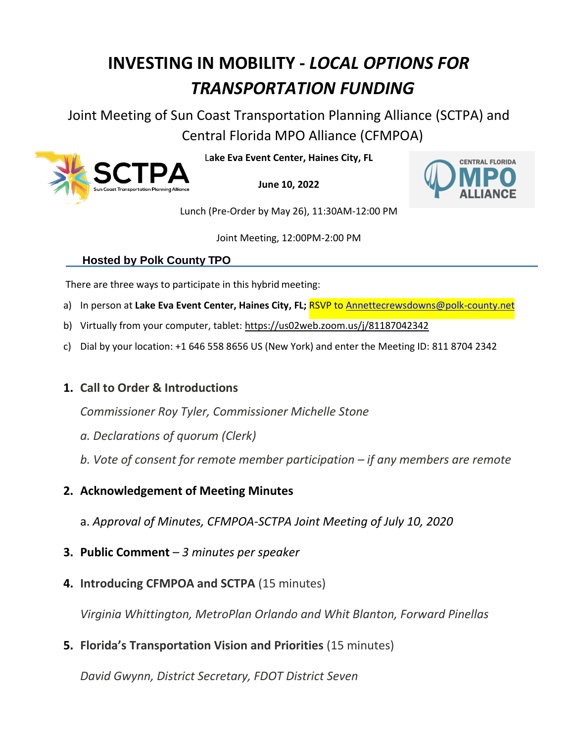# INVESTING IN MOBILITY - *LOCAL OPTIONS FOR TRANSPORTATION FUNDING*

Joint Meeting of Sun Coast Transportation Planning Alliance (SCTPA) and Central Florida MPO Alliance (CFMPOA)

**Lake Eva Event Center, Haines City, FL**

**June 10, 2022**

Lunch (Pre-Order by May 26), 11:30AM-12:00 PM

Joint Meeting, 12:00PM-2:00 PM

**Hosted by Polk County TPO**

There are three ways to participate in this hybrid meeting:

a) In person at **Lake Eva Event Center, Haines City, FL;** RSVP to Annettecrewsdowns@polk-county.net
b) Virtually from your computer, tablet: https://us02web.zoom.us/j/81187042342
c) Dial by your location: +1 646 558 8656 US (New York) and enter the Meeting ID: 811 8704 2342

1. **Call to Order & Introductions**

   *Commissioner Roy Tyler, Commissioner Michelle Stone*

   *a. Declarations of quorum (Clerk)*

   *b. Vote of consent for remote member participation – if any members are remote*

2. **Acknowledgement of Meeting Minutes**

   a. *Approval of Minutes, CFMPOA-SCTPA Joint Meeting of July 10, 2020*

3. **Public Comment** – *3 minutes per speaker*

4. **Introducing CFMPOA and SCTPA** (15 minutes)

   *Virginia Whittington, MetroPlan Orlando and Whit Blanton, Forward Pinellas*

5. **Florida's Transportation Vision and Priorities** (15 minutes)

   *David Gwynn, District Secretary, FDOT District Seven*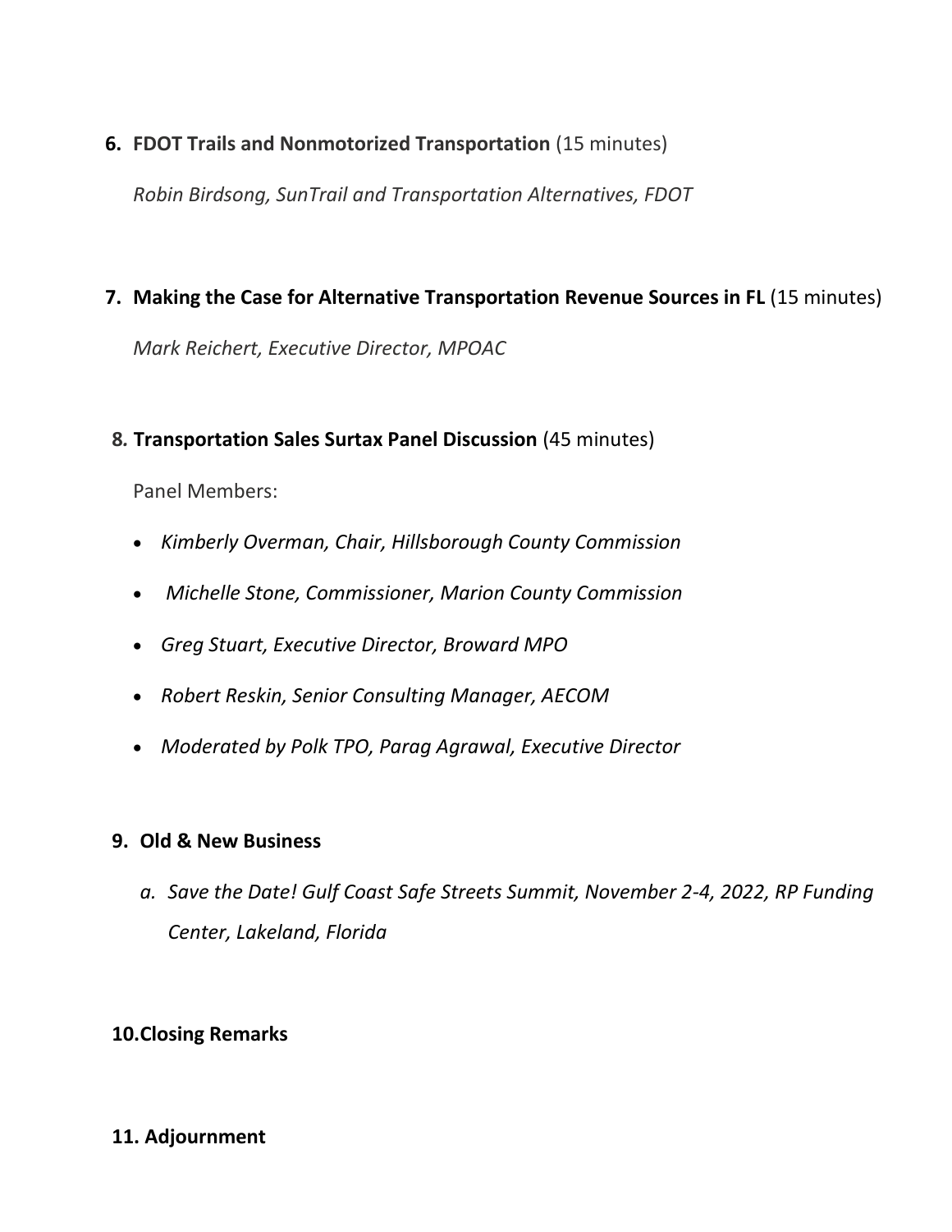6. **FDOT Trails and Nonmotorized Transportation** (15 minutes)

   *Robin Birdsong, SunTrail and Transportation Alternatives, FDOT*

7. **Making the Case for Alternative Transportation Revenue Sources in FL** (15 minutes)

   *Mark Reichert, Executive Director, MPOAC*

8. **Transportation Sales Surtax Panel Discussion** (45 minutes)

   Panel Members:

   - *Kimberly Overman, Chair, Hillsborough County Commission*
   - *Michelle Stone, Commissioner, Marion County Commission*
   - *Greg Stuart, Executive Director, Broward MPO*
   - *Robert Reskin, Senior Consulting Manager, AECOM*
   - *Moderated by Polk TPO, Parag Agrawal, Executive Director*

9. **Old & New Business**

   a. *Save the Date! Gulf Coast Safe Streets Summit, November 2-4, 2022, RP Funding Center, Lakeland, Florida*

10. **Closing Remarks**

11. **Adjournment**